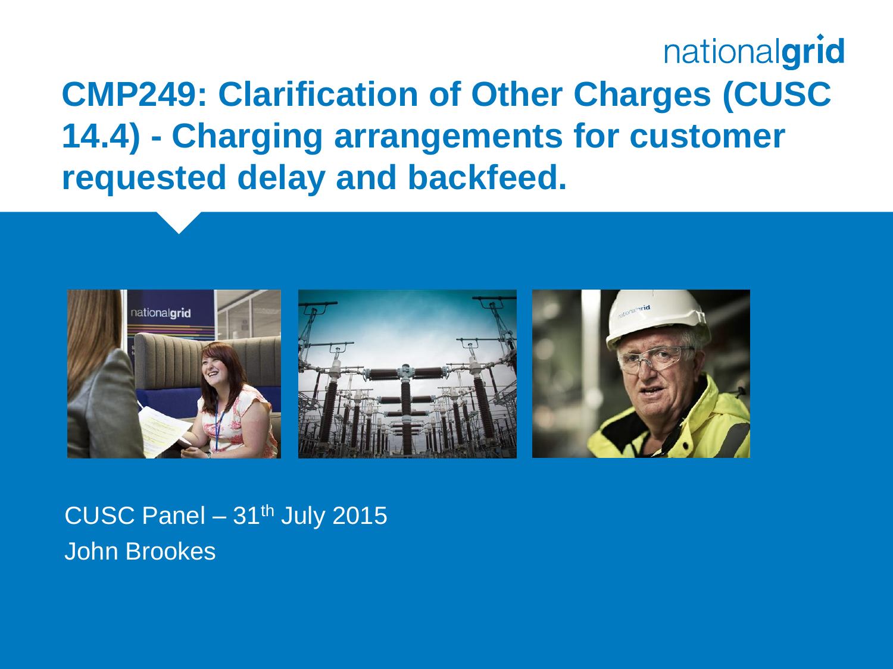# CMP249: Clarification of Other Charges (CUSC 14.4) - Charging arrangements for customer requested delay and backfeed.

CUSC Panel – 31th July 2015
John Brookes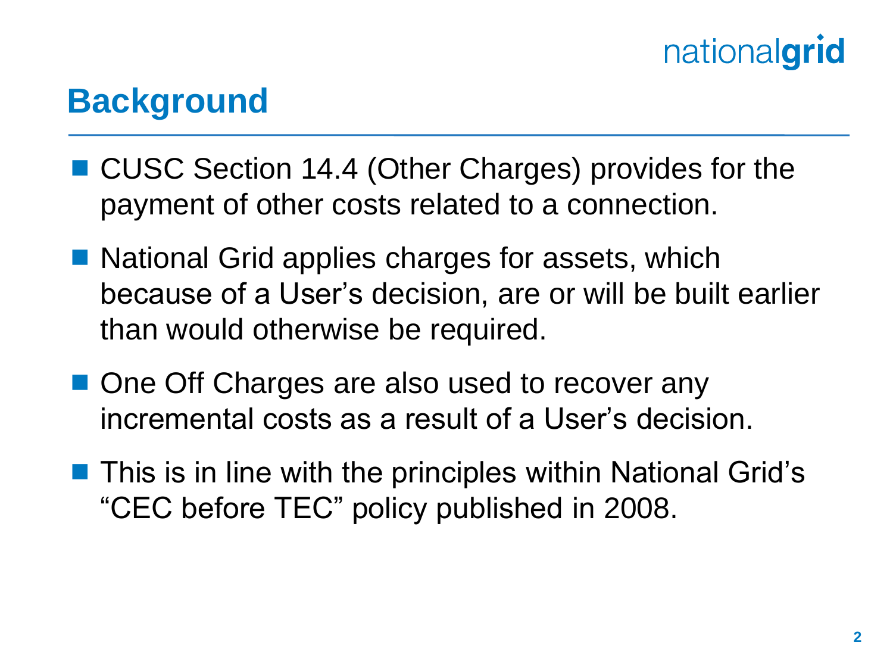## Background

- CUSC Section 14.4 (Other Charges) provides for the payment of other costs related to a connection.
- National Grid applies charges for assets, which because of a User's decision, are or will be built earlier than would otherwise be required.
- One Off Charges are also used to recover any incremental costs as a result of a User's decision.
- This is in line with the principles within National Grid's "CEC before TEC" policy published in 2008.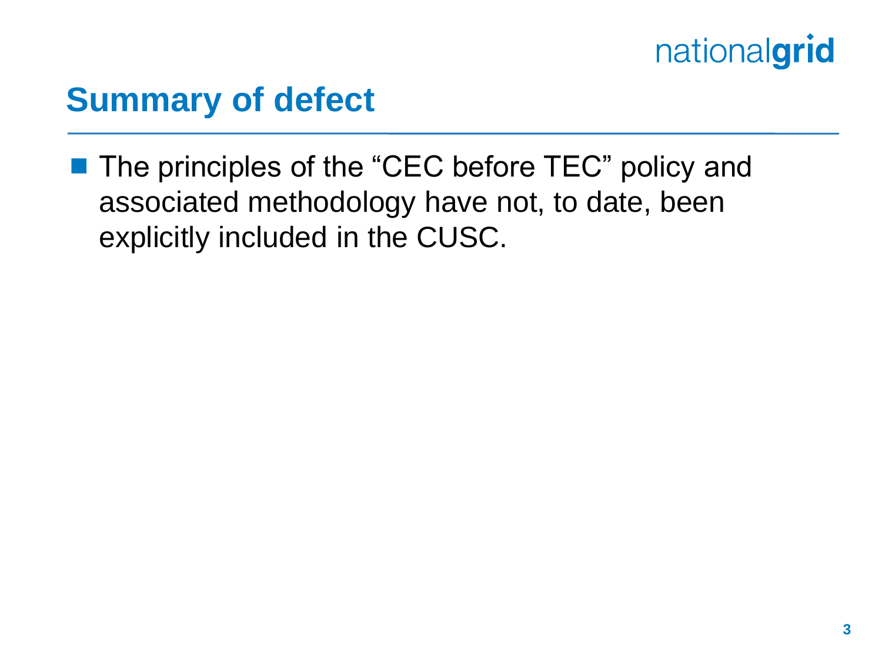## Summary of defect

- The principles of the “CEC before TEC” policy and associated methodology have not, to date, been explicitly included in the CUSC.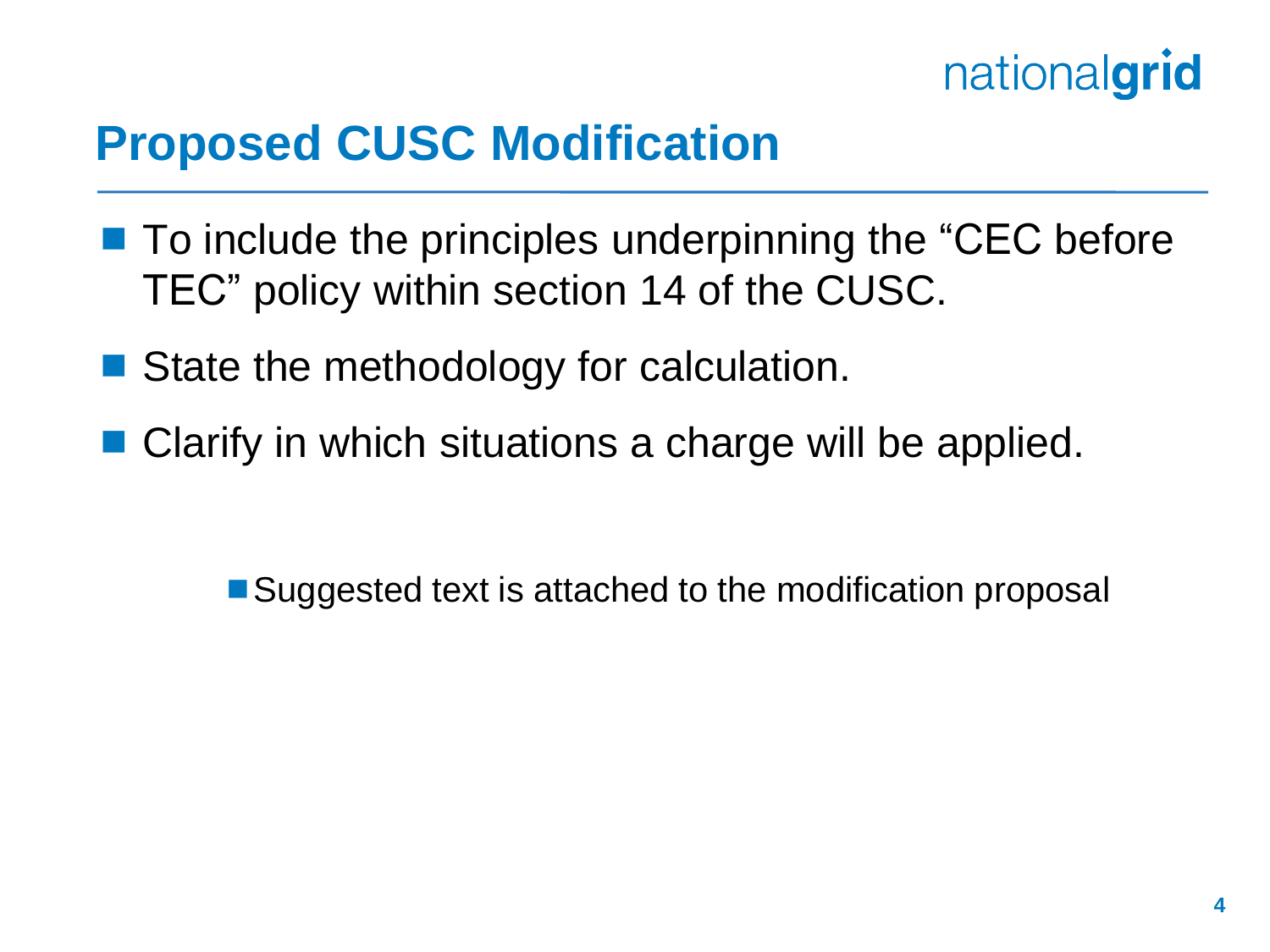## Proposed CUSC Modification

- To include the principles underpinning the "CEC before TEC" policy within section 14 of the CUSC.
- State the methodology for calculation.
- Clarify in which situations a charge will be applied.

  - Suggested text is attached to the modification proposal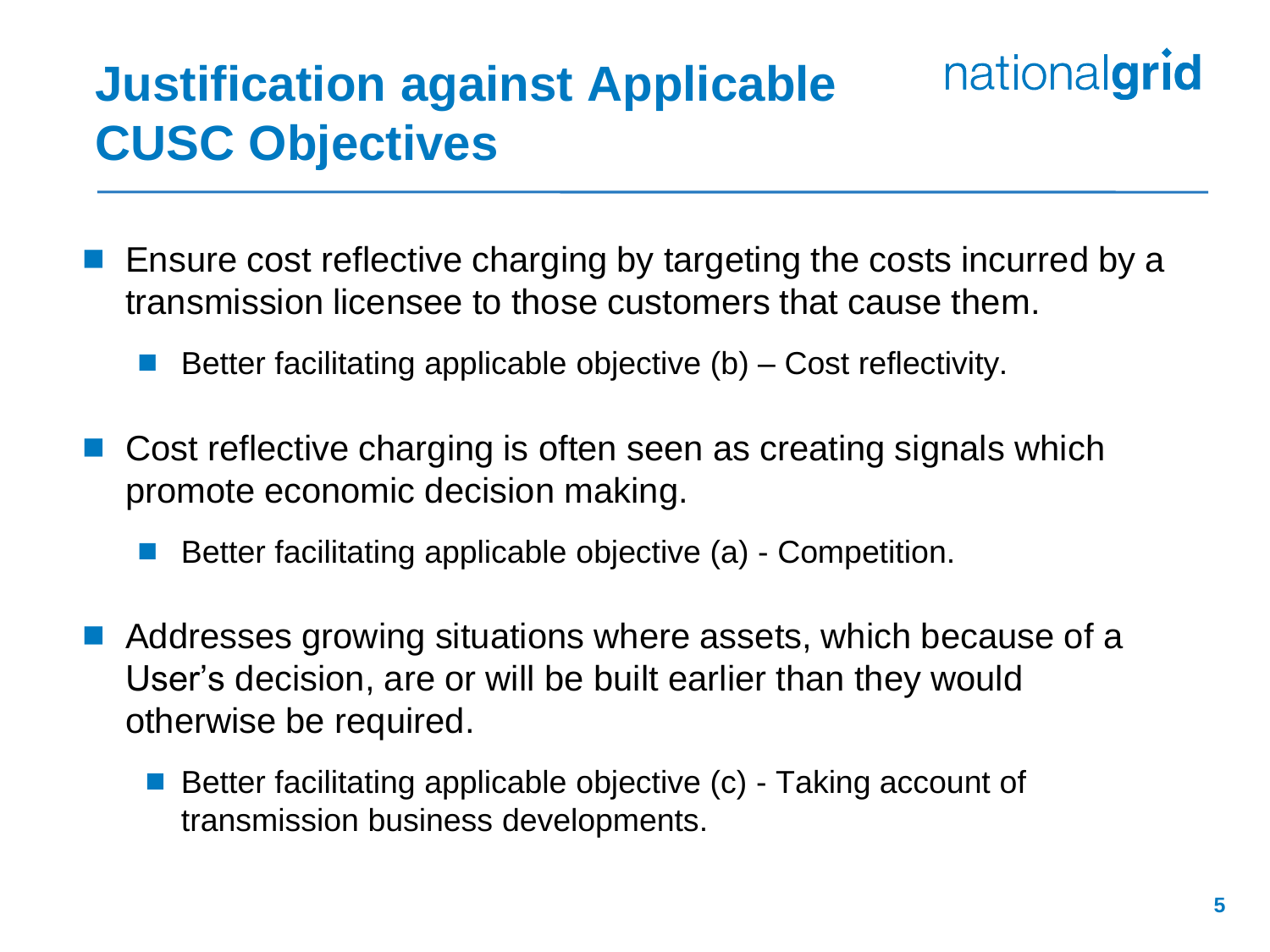# Justification against Applicable CUSC Objectives

- Ensure cost reflective charging by targeting the costs incurred by a transmission licensee to those customers that cause them.
  - Better facilitating applicable objective (b) – Cost reflectivity.

- Cost reflective charging is often seen as creating signals which promote economic decision making.
  - Better facilitating applicable objective (a) - Competition.

- Addresses growing situations where assets, which because of a User's decision, are or will be built earlier than they would otherwise be required.
  - Better facilitating applicable objective (c) - Taking account of transmission business developments.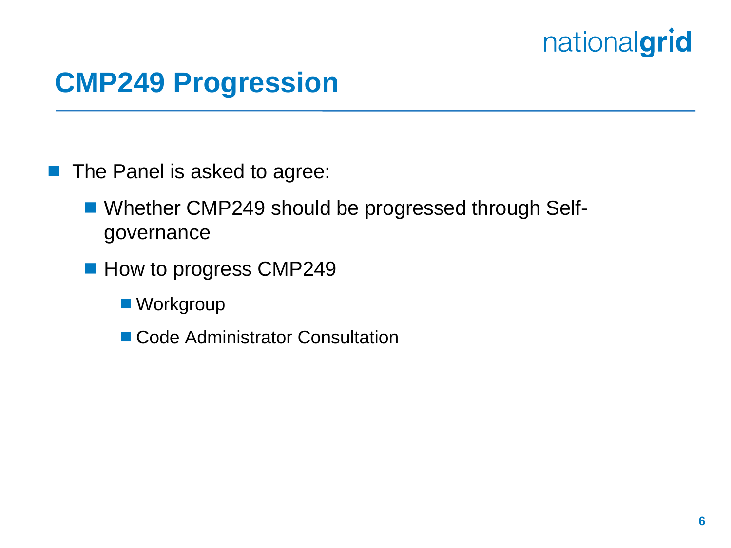# CMP249 Progression

- The Panel is asked to agree:
  - Whether CMP249 should be progressed through Self-governance
  - How to progress CMP249
    - Workgroup
    - Code Administrator Consultation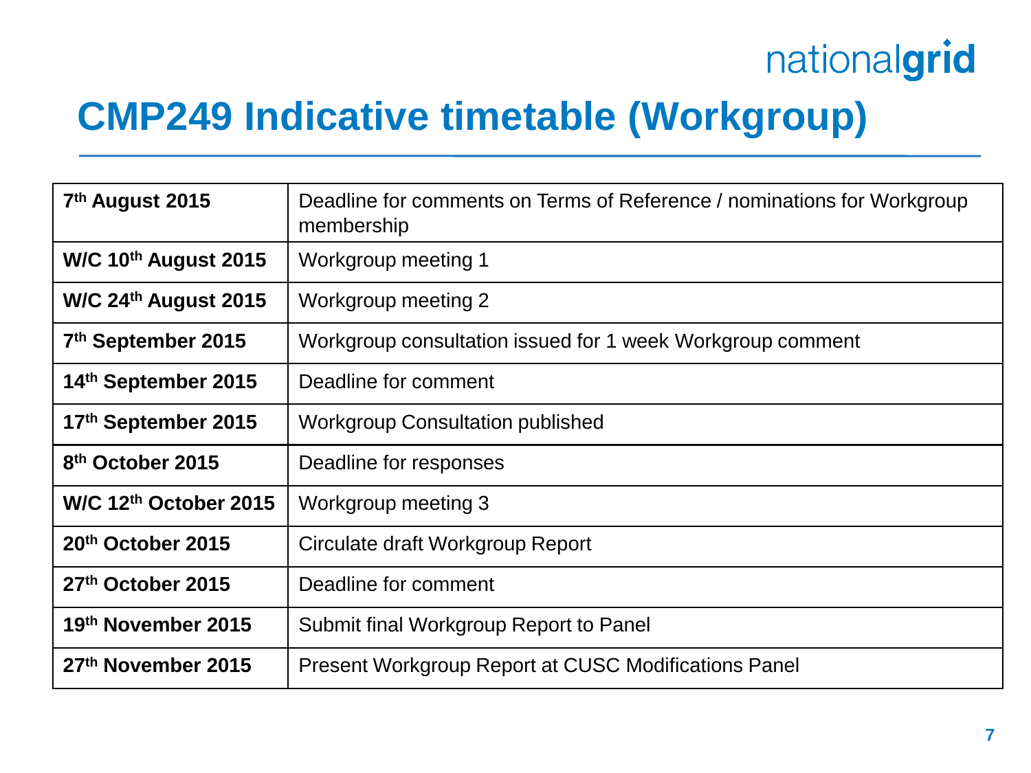# CMP249 Indicative timetable (Workgroup)

| | |
|---|---|
| **7th August 2015** | Deadline for comments on Terms of Reference / nominations for Workgroup membership |
| **W/C 10th August 2015** | Workgroup meeting 1 |
| **W/C 24th August 2015** | Workgroup meeting 2 |
| **7th September 2015** | Workgroup consultation issued for 1 week Workgroup comment |
| **14th September 2015** | Deadline for comment |
| **17th September 2015** | Workgroup Consultation published |
| **8th October 2015** | Deadline for responses |
| **W/C 12th October 2015** | Workgroup meeting 3 |
| **20th October 2015** | Circulate draft Workgroup Report |
| **27th October 2015** | Deadline for comment |
| **19th November 2015** | Submit final Workgroup Report to Panel |
| **27th November 2015** | Present Workgroup Report at CUSC Modifications Panel |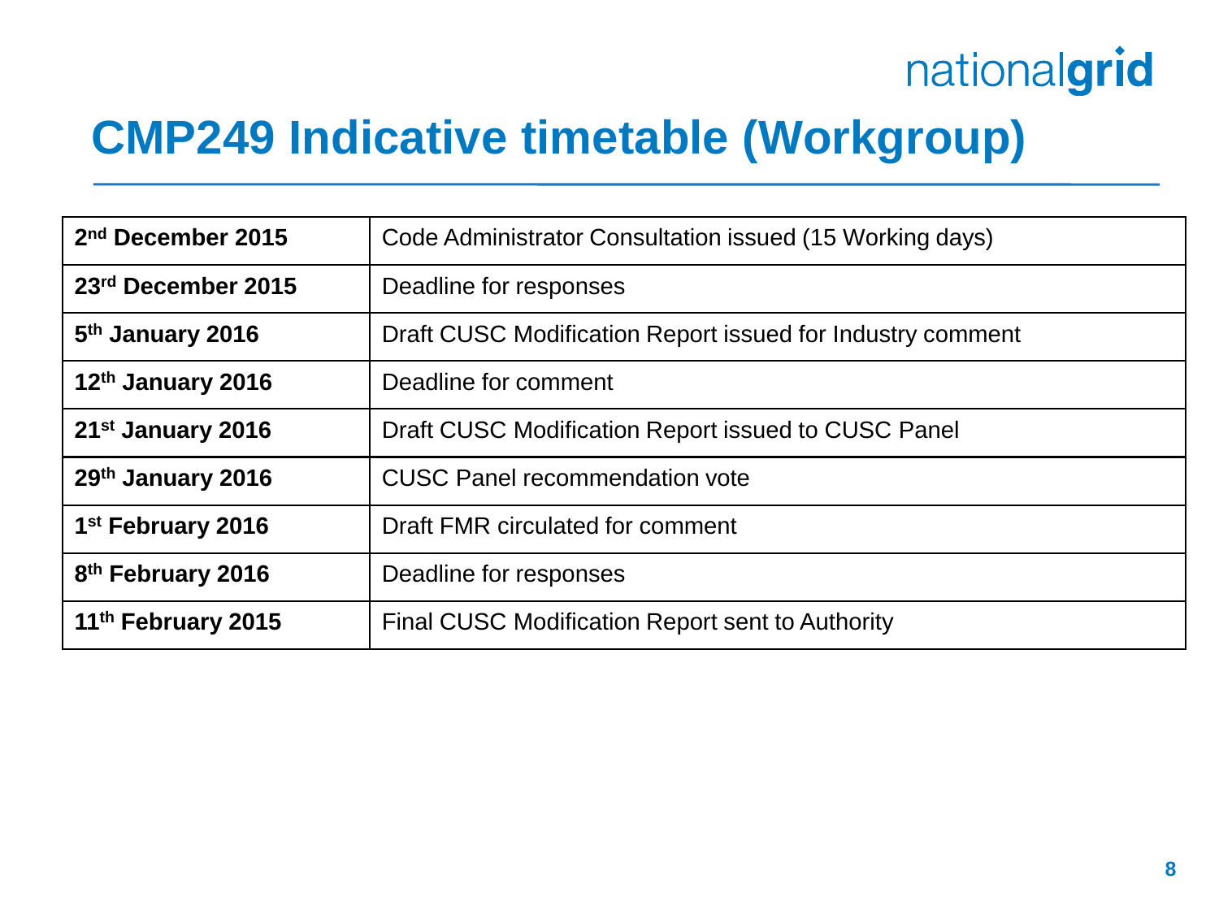# CMP249 Indicative timetable (Workgroup)

| | |
|---|---|
| **2nd December 2015** | Code Administrator Consultation issued (15 Working days) |
| **23rd December 2015** | Deadline for responses |
| **5th January 2016** | Draft CUSC Modification Report issued for Industry comment |
| **12th January 2016** | Deadline for comment |
| **21st January 2016** | Draft CUSC Modification Report issued to CUSC Panel |
| **29th January 2016** | CUSC Panel recommendation vote |
| **1st February 2016** | Draft FMR circulated for comment |
| **8th February 2016** | Deadline for responses |
| **11th February 2015** | Final CUSC Modification Report sent to Authority |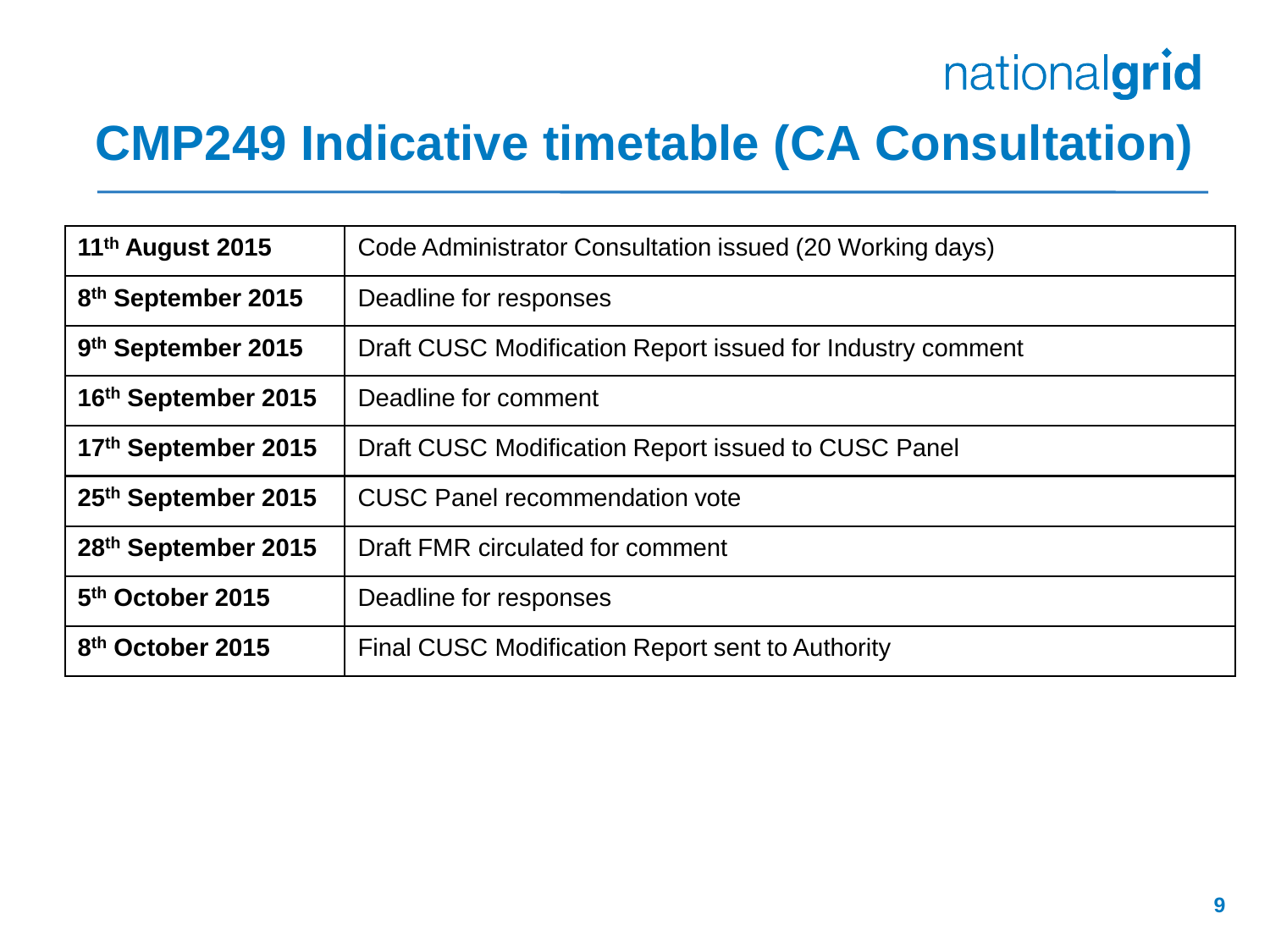# CMP249 Indicative timetable (CA Consultation)

| | |
|---|---|
| **11th August 2015** | Code Administrator Consultation issued (20 Working days) |
| **8th September 2015** | Deadline for responses |
| **9th September 2015** | Draft CUSC Modification Report issued for Industry comment |
| **16th September 2015** | Deadline for comment |
| **17th September 2015** | Draft CUSC Modification Report issued to CUSC Panel |
| **25th September 2015** | CUSC Panel recommendation vote |
| **28th September 2015** | Draft FMR circulated for comment |
| **5th October 2015** | Deadline for responses |
| **8th October 2015** | Final CUSC Modification Report sent to Authority |